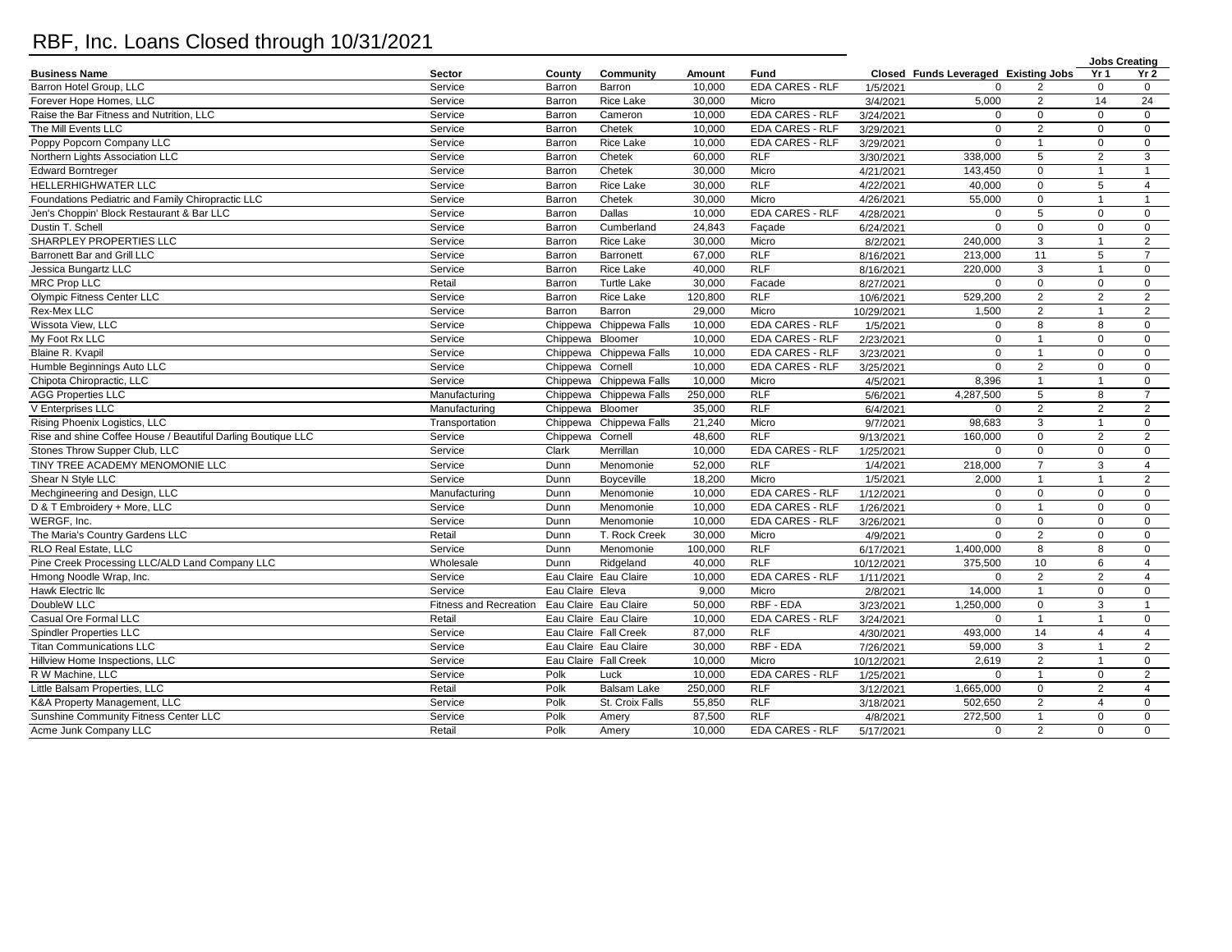# RBF, Inc. Loans Closed through 10/31/2021

| Business Name | Sector | County | Community | Amount | Fund | Closed | Funds Leveraged | Existing Jobs | Jobs Creating Yr 1 | Jobs Creating Yr 2 |
|---|---|---|---|---|---|---|---|---|---|---|
| Barron Hotel Group, LLC | Service | Barron | Barron | 10,000 | EDA CARES - RLF | 1/5/2021 | 0 | 2 | 0 | 0 |
| Forever Hope Homes, LLC | Service | Barron | Rice Lake | 30,000 | Micro | 3/4/2021 | 5,000 | 2 | 14 | 24 |
| Raise the Bar Fitness and Nutrition, LLC | Service | Barron | Cameron | 10,000 | EDA CARES - RLF | 3/24/2021 | 0 | 0 | 0 | 0 |
| The Mill Events LLC | Service | Barron | Chetek | 10,000 | EDA CARES - RLF | 3/29/2021 | 0 | 2 | 0 | 0 |
| Poppy Popcorn Company LLC | Service | Barron | Rice Lake | 10,000 | EDA CARES - RLF | 3/29/2021 | 0 | 1 | 0 | 0 |
| Northern Lights Association LLC | Service | Barron | Chetek | 60,000 | RLF | 3/30/2021 | 338,000 | 5 | 2 | 3 |
| Edward Borntreger | Service | Barron | Chetek | 30,000 | Micro | 4/21/2021 | 143,450 | 0 | 1 | 1 |
| HELLERHIGHWATER LLC | Service | Barron | Rice Lake | 30,000 | RLF | 4/22/2021 | 40,000 | 0 | 5 | 4 |
| Foundations Pediatric and Family Chiropractic LLC | Service | Barron | Chetek | 30,000 | Micro | 4/26/2021 | 55,000 | 0 | 1 | 1 |
| Jen's Choppin' Block Restaurant & Bar LLC | Service | Barron | Dallas | 10,000 | EDA CARES - RLF | 4/28/2021 | 0 | 5 | 0 | 0 |
| Dustin T. Schell | Service | Barron | Cumberland | 24,843 | Façade | 6/24/2021 | 0 | 0 | 0 | 0 |
| SHARPLEY PROPERTIES LLC | Service | Barron | Rice Lake | 30,000 | Micro | 8/2/2021 | 240,000 | 3 | 1 | 2 |
| Barronett Bar and Grill LLC | Service | Barron | Barronett | 67,000 | RLF | 8/16/2021 | 213,000 | 11 | 5 | 7 |
| Jessica Bungartz LLC | Service | Barron | Rice Lake | 40,000 | RLF | 8/16/2021 | 220,000 | 3 | 1 | 0 |
| MRC Prop LLC | Retail | Barron | Turtle Lake | 30,000 | Facade | 8/27/2021 | 0 | 0 | 0 | 0 |
| Olympic Fitness Center LLC | Service | Barron | Rice Lake | 120,800 | RLF | 10/6/2021 | 529,200 | 2 | 2 | 2 |
| Rex-Mex LLC | Service | Barron | Barron | 29,000 | Micro | 10/29/2021 | 1,500 | 2 | 1 | 2 |
| Wissota View, LLC | Service | Chippewa | Chippewa Falls | 10,000 | EDA CARES - RLF | 1/5/2021 | 0 | 8 | 8 | 0 |
| My Foot Rx LLC | Service | Chippewa | Bloomer | 10,000 | EDA CARES - RLF | 2/23/2021 | 0 | 1 | 0 | 0 |
| Blaine R. Kvapil | Service | Chippewa | Chippewa Falls | 10,000 | EDA CARES - RLF | 3/23/2021 | 0 | 1 | 0 | 0 |
| Humble Beginnings Auto LLC | Service | Chippewa | Cornell | 10,000 | EDA CARES - RLF | 3/25/2021 | 0 | 2 | 0 | 0 |
| Chipota Chiropractic, LLC | Service | Chippewa | Chippewa Falls | 10,000 | Micro | 4/5/2021 | 8,396 | 1 | 1 | 0 |
| AGG Properties LLC | Manufacturing | Chippewa | Chippewa Falls | 250,000 | RLF | 5/6/2021 | 4,287,500 | 5 | 8 | 7 |
| V Enterprises LLC | Manufacturing | Chippewa | Bloomer | 35,000 | RLF | 6/4/2021 | 0 | 2 | 2 | 2 |
| Rising Phoenix Logistics, LLC | Transportation | Chippewa | Chippewa Falls | 21,240 | Micro | 9/7/2021 | 98,683 | 3 | 1 | 0 |
| Rise and shine Coffee House / Beautiful Darling Boutique LLC | Service | Chippewa | Cornell | 48,600 | RLF | 9/13/2021 | 160,000 | 0 | 2 | 2 |
| Stones Throw Supper Club, LLC | Service | Clark | Merrillan | 10,000 | EDA CARES - RLF | 1/25/2021 | 0 | 0 | 0 | 0 |
| TINY TREE ACADEMY MENOMONIE LLC | Service | Dunn | Menomonie | 52,000 | RLF | 1/4/2021 | 218,000 | 7 | 3 | 4 |
| Shear N Style LLC | Service | Dunn | Boyceville | 18,200 | Micro | 1/5/2021 | 2,000 | 1 | 1 | 2 |
| Mechgineering and Design, LLC | Manufacturing | Dunn | Menomonie | 10,000 | EDA CARES - RLF | 1/12/2021 | 0 | 0 | 0 | 0 |
| D & T Embroidery + More, LLC | Service | Dunn | Menomonie | 10,000 | EDA CARES - RLF | 1/26/2021 | 0 | 1 | 0 | 0 |
| WERGF, Inc. | Service | Dunn | Menomonie | 10,000 | EDA CARES - RLF | 3/26/2021 | 0 | 0 | 0 | 0 |
| The Maria's Country Gardens LLC | Retail | Dunn | T. Rock Creek | 30,000 | Micro | 4/9/2021 | 0 | 2 | 0 | 0 |
| RLO Real Estate, LLC | Service | Dunn | Menomonie | 100,000 | RLF | 6/17/2021 | 1,400,000 | 8 | 8 | 0 |
| Pine Creek Processing LLC/ALD Land Company LLC | Wholesale | Dunn | Ridgeland | 40,000 | RLF | 10/12/2021 | 375,500 | 10 | 6 | 4 |
| Hmong Noodle Wrap, Inc. | Service | Eau Claire | Eau Claire | 10,000 | EDA CARES - RLF | 1/11/2021 | 0 | 2 | 2 | 4 |
| Hawk Electric llc | Service | Eau Claire | Eleva | 9,000 | Micro | 2/8/2021 | 14,000 | 1 | 0 | 0 |
| DoubleW LLC | Fitness and Recreation | Eau Claire | Eau Claire | 50,000 | RBF - EDA | 3/23/2021 | 1,250,000 | 0 | 3 | 1 |
| Casual Ore Formal LLC | Retail | Eau Claire | Eau Claire | 10,000 | EDA CARES - RLF | 3/24/2021 | 0 | 1 | 1 | 0 |
| Spindler Properties LLC | Service | Eau Claire | Fall Creek | 87,000 | RLF | 4/30/2021 | 493,000 | 14 | 4 | 4 |
| Titan Communications LLC | Service | Eau Claire | Eau Claire | 30,000 | RBF - EDA | 7/26/2021 | 59,000 | 3 | 1 | 2 |
| Hillview Home Inspections, LLC | Service | Eau Claire | Fall Creek | 10,000 | Micro | 10/12/2021 | 2,619 | 2 | 1 | 0 |
| R W Machine, LLC | Service | Polk | Luck | 10,000 | EDA CARES - RLF | 1/25/2021 | 0 | 1 | 0 | 2 |
| Little Balsam Properties, LLC | Retail | Polk | Balsam Lake | 250,000 | RLF | 3/12/2021 | 1,665,000 | 0 | 2 | 4 |
| K&A Property Management, LLC | Service | Polk | St. Croix Falls | 55,850 | RLF | 3/18/2021 | 502,650 | 2 | 4 | 0 |
| Sunshine Community Fitness Center LLC | Service | Polk | Amery | 87,500 | RLF | 4/8/2021 | 272,500 | 1 | 0 | 0 |
| Acme Junk Company LLC | Retail | Polk | Amery | 10,000 | EDA CARES - RLF | 5/17/2021 | 0 | 2 | 0 | 0 |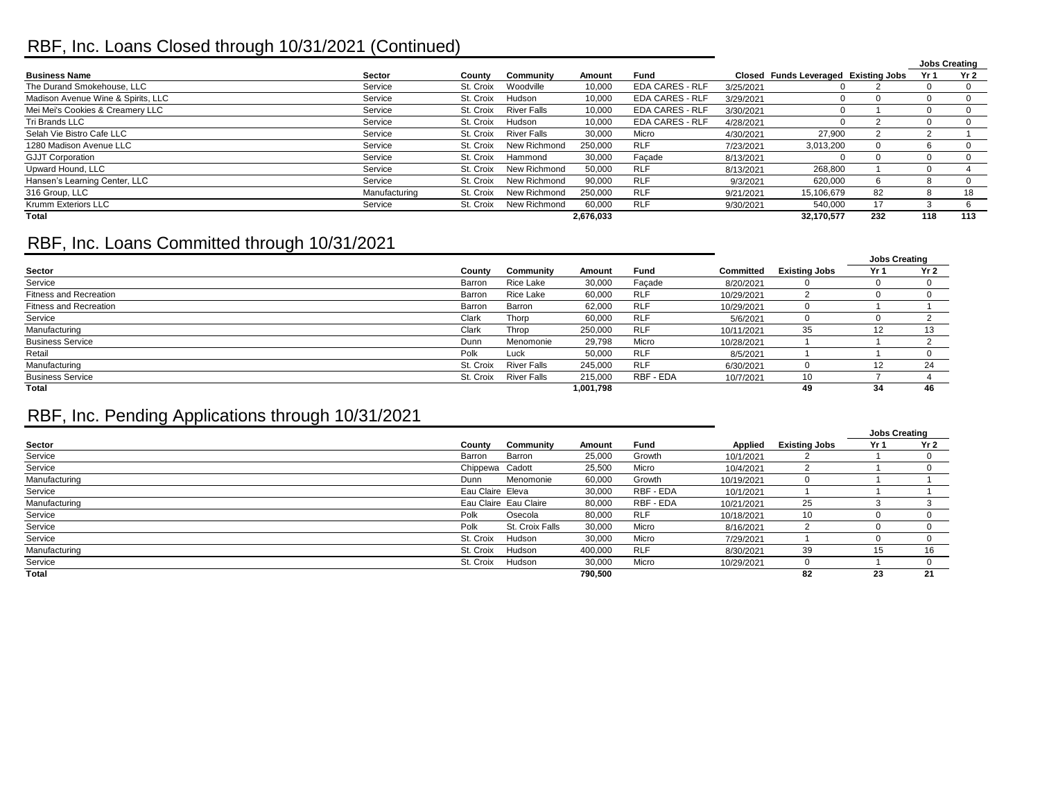## RBF, Inc. Loans Closed through 10/31/2021 (Continued)

| Business Name | Sector | County | Community | Amount | Fund | Closed | Funds Leveraged | Existing Jobs | Jobs Creating | |
|---|---|---|---|---|---|---|---|---|---|---|
| | | | | | | | | | Yr 1 | Yr 2 |
| The Durand Smokehouse, LLC | Service | St. Croix | Woodville | 10,000 | EDA CARES - RLF | 3/25/2021 | 0 | 2 | 0 | 0 |
| Madison Avenue Wine & Spirits, LLC | Service | St. Croix | Hudson | 10,000 | EDA CARES - RLF | 3/29/2021 | 0 | 0 | 0 | 0 |
| Mei Mei's Cookies & Creamery LLC | Service | St. Croix | River Falls | 10,000 | EDA CARES - RLF | 3/30/2021 | 0 | 1 | 0 | 0 |
| Tri Brands LLC | Service | St. Croix | Hudson | 10,000 | EDA CARES - RLF | 4/28/2021 | 0 | 2 | 0 | 0 |
| Selah Vie Bistro Cafe LLC | Service | St. Croix | River Falls | 30,000 | Micro | 4/30/2021 | 27,900 | 2 | 2 | 1 |
| 1280 Madison Avenue LLC | Service | St. Croix | New Richmond | 250,000 | RLF | 7/23/2021 | 3,013,200 | 0 | 6 | 0 |
| GJJT Corporation | Service | St. Croix | Hammond | 30,000 | Façade | 8/13/2021 | 0 | 0 | 0 | 0 |
| Upward Hound, LLC | Service | St. Croix | New Richmond | 50,000 | RLF | 8/13/2021 | 268,800 | 1 | 0 | 4 |
| Hansen's Learning Center, LLC | Service | St. Croix | New Richmond | 90,000 | RLF | 9/3/2021 | 620,000 | 6 | 8 | 0 |
| 316 Group, LLC | Manufacturing | St. Croix | New Richmond | 250,000 | RLF | 9/21/2021 | 15,106,679 | 82 | 8 | 18 |
| Krumm Exteriors LLC | Service | St. Croix | New Richmond | 60,000 | RLF | 9/30/2021 | 540,000 | 17 | 3 | 6 |
| **Total** | | | | **2,676,033** | | | **32,170,577** | **232** | **118** | **113** |

## RBF, Inc. Loans Committed through 10/31/2021

| Sector | County | Community | Amount | Fund | Committed | Existing Jobs | Jobs Creating | |
|---|---|---|---|---|---|---|---|---|
| | | | | | | | Yr 1 | Yr 2 |
| Service | Barron | Rice Lake | 30,000 | Façade | 8/20/2021 | 0 | 0 | 0 |
| Fitness and Recreation | Barron | Rice Lake | 60,000 | RLF | 10/29/2021 | 2 | 0 | 0 |
| Fitness and Recreation | Barron | Barron | 62,000 | RLF | 10/29/2021 | 0 | 1 | 1 |
| Service | Clark | Thorp | 60,000 | RLF | 5/6/2021 | 0 | 0 | 2 |
| Manufacturing | Clark | Throp | 250,000 | RLF | 10/11/2021 | 35 | 12 | 13 |
| Business Service | Dunn | Menomonie | 29,798 | Micro | 10/28/2021 | 1 | 1 | 2 |
| Retail | Polk | Luck | 50,000 | RLF | 8/5/2021 | 1 | 1 | 0 |
| Manufacturing | St. Croix | River Falls | 245,000 | RLF | 6/30/2021 | 0 | 12 | 24 |
| Business Service | St. Croix | River Falls | 215,000 | RBF - EDA | 10/7/2021 | 10 | 7 | 4 |
| **Total** | | | **1,001,798** | | | **49** | **34** | **46** |

## RBF, Inc. Pending Applications through 10/31/2021

| Sector | County | Community | Amount | Fund | Applied | Existing Jobs | Jobs Creating | |
|---|---|---|---|---|---|---|---|---|
| | | | | | | | Yr 1 | Yr 2 |
| Service | Barron | Barron | 25,000 | Growth | 10/1/2021 | 2 | 1 | 0 |
| Service | Chippewa | Cadott | 25,500 | Micro | 10/4/2021 | 2 | 1 | 0 |
| Manufacturing | Dunn | Menomonie | 60,000 | Growth | 10/19/2021 | 0 | 1 | 1 |
| Service | Eau Claire | Eleva | 30,000 | RBF - EDA | 10/1/2021 | 1 | 1 | 1 |
| Manufacturing | Eau Claire | Eau Claire | 80,000 | RBF - EDA | 10/21/2021 | 25 | 3 | 3 |
| Service | Polk | Osecola | 80,000 | RLF | 10/18/2021 | 10 | 0 | 0 |
| Service | Polk | St. Croix Falls | 30,000 | Micro | 8/16/2021 | 2 | 0 | 0 |
| Service | St. Croix | Hudson | 30,000 | Micro | 7/29/2021 | 1 | 0 | 0 |
| Manufacturing | St. Croix | Hudson | 400,000 | RLF | 8/30/2021 | 39 | 15 | 16 |
| Service | St. Croix | Hudson | 30,000 | Micro | 10/29/2021 | 0 | 1 | 0 |
| **Total** | | | **790,500** | | | **82** | **23** | **21** |